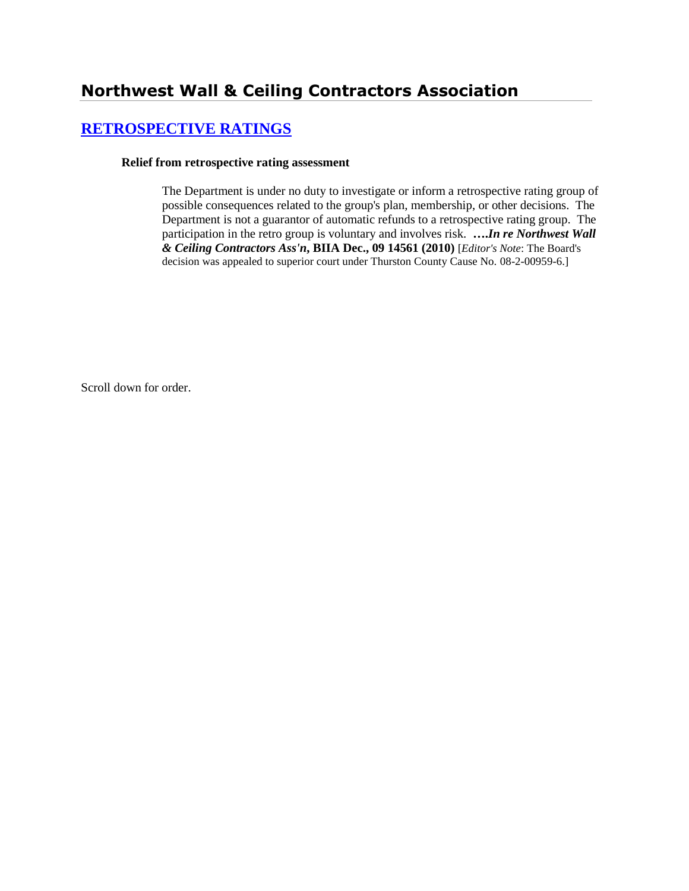# Northwest Wall & Ceiling Contractors Association

## RETROSPECTIVE RATINGS

**Relief from retrospective rating assessment**

The Department is under no duty to investigate or inform a retrospective rating group of possible consequences related to the group's plan, membership, or other decisions. The Department is not a guarantor of automatic refunds to a retrospective rating group. The participation in the retro group is voluntary and involves risk. ***….In re Northwest Wall & Ceiling Contractors Ass'n*, BIIA Dec., 09 14561 (2010)** [*Editor's Note*: The Board's decision was appealed to superior court under Thurston County Cause No. 08-2-00959-6.]

Scroll down for order.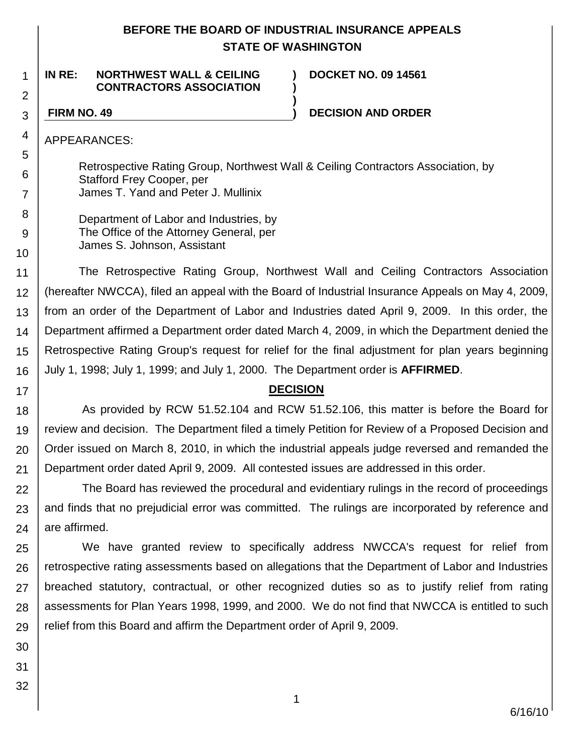**BEFORE THE BOARD OF INDUSTRIAL INSURANCE APPEALS**
**STATE OF WASHINGTON**

| **IN RE: NORTHWEST WALL & CEILING CONTRACTORS ASSOCIATION** | **DOCKET NO. 09 14561** |
|---|---|
| **FIRM NO. 49** | **DECISION AND ORDER** |

APPEARANCES:

Retrospective Rating Group, Northwest Wall & Ceiling Contractors Association, by
Stafford Frey Cooper, per
James T. Yand and Peter J. Mullinix

Department of Labor and Industries, by
The Office of the Attorney General, per
James S. Johnson, Assistant

The Retrospective Rating Group, Northwest Wall and Ceiling Contractors Association (hereafter NWCCA), filed an appeal with the Board of Industrial Insurance Appeals on May 4, 2009, from an order of the Department of Labor and Industries dated April 9, 2009. In this order, the Department affirmed a Department order dated March 4, 2009, in which the Department denied the Retrospective Rating Group's request for relief for the final adjustment for plan years beginning July 1, 1998; July 1, 1999; and July 1, 2000. The Department order is **AFFIRMED**.

## DECISION

As provided by RCW 51.52.104 and RCW 51.52.106, this matter is before the Board for review and decision. The Department filed a timely Petition for Review of a Proposed Decision and Order issued on March 8, 2010, in which the industrial appeals judge reversed and remanded the Department order dated April 9, 2009. All contested issues are addressed in this order.

The Board has reviewed the procedural and evidentiary rulings in the record of proceedings and finds that no prejudicial error was committed. The rulings are incorporated by reference and are affirmed.

We have granted review to specifically address NWCCA's request for relief from retrospective rating assessments based on allegations that the Department of Labor and Industries breached statutory, contractual, or other recognized duties so as to justify relief from rating assessments for Plan Years 1998, 1999, and 2000. We do not find that NWCCA is entitled to such relief from this Board and affirm the Department order of April 9, 2009.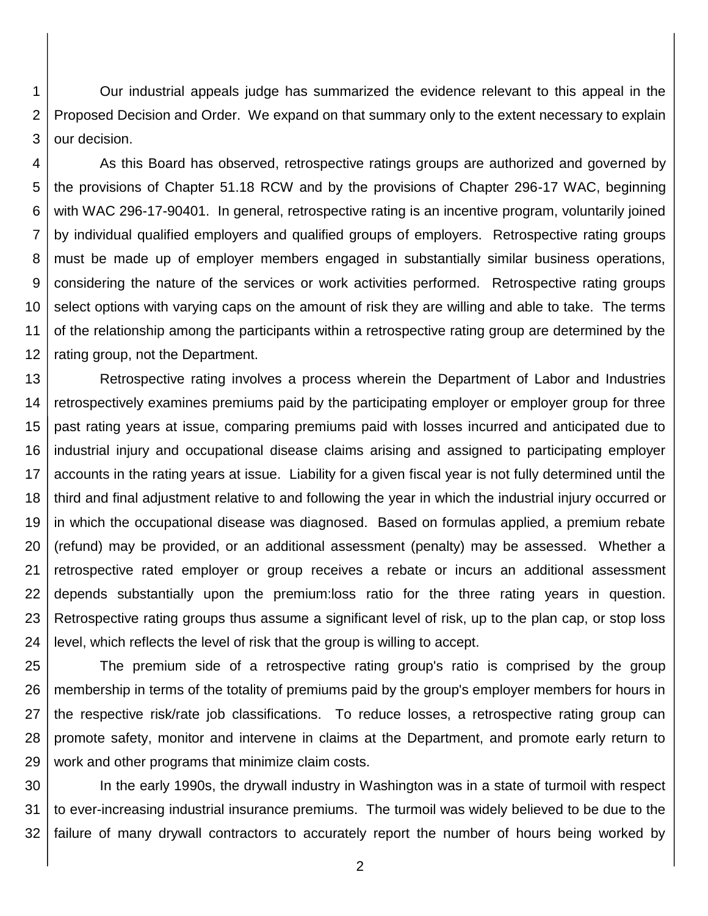Our industrial appeals judge has summarized the evidence relevant to this appeal in the Proposed Decision and Order. We expand on that summary only to the extent necessary to explain our decision.

As this Board has observed, retrospective ratings groups are authorized and governed by the provisions of Chapter 51.18 RCW and by the provisions of Chapter 296-17 WAC, beginning with WAC 296-17-90401. In general, retrospective rating is an incentive program, voluntarily joined by individual qualified employers and qualified groups of employers. Retrospective rating groups must be made up of employer members engaged in substantially similar business operations, considering the nature of the services or work activities performed. Retrospective rating groups select options with varying caps on the amount of risk they are willing and able to take. The terms of the relationship among the participants within a retrospective rating group are determined by the rating group, not the Department.

Retrospective rating involves a process wherein the Department of Labor and Industries retrospectively examines premiums paid by the participating employer or employer group for three past rating years at issue, comparing premiums paid with losses incurred and anticipated due to industrial injury and occupational disease claims arising and assigned to participating employer accounts in the rating years at issue. Liability for a given fiscal year is not fully determined until the third and final adjustment relative to and following the year in which the industrial injury occurred or in which the occupational disease was diagnosed. Based on formulas applied, a premium rebate (refund) may be provided, or an additional assessment (penalty) may be assessed. Whether a retrospective rated employer or group receives a rebate or incurs an additional assessment depends substantially upon the premium:loss ratio for the three rating years in question. Retrospective rating groups thus assume a significant level of risk, up to the plan cap, or stop loss level, which reflects the level of risk that the group is willing to accept.

The premium side of a retrospective rating group's ratio is comprised by the group membership in terms of the totality of premiums paid by the group's employer members for hours in the respective risk/rate job classifications. To reduce losses, a retrospective rating group can promote safety, monitor and intervene in claims at the Department, and promote early return to work and other programs that minimize claim costs.

In the early 1990s, the drywall industry in Washington was in a state of turmoil with respect to ever-increasing industrial insurance premiums. The turmoil was widely believed to be due to the failure of many drywall contractors to accurately report the number of hours being worked by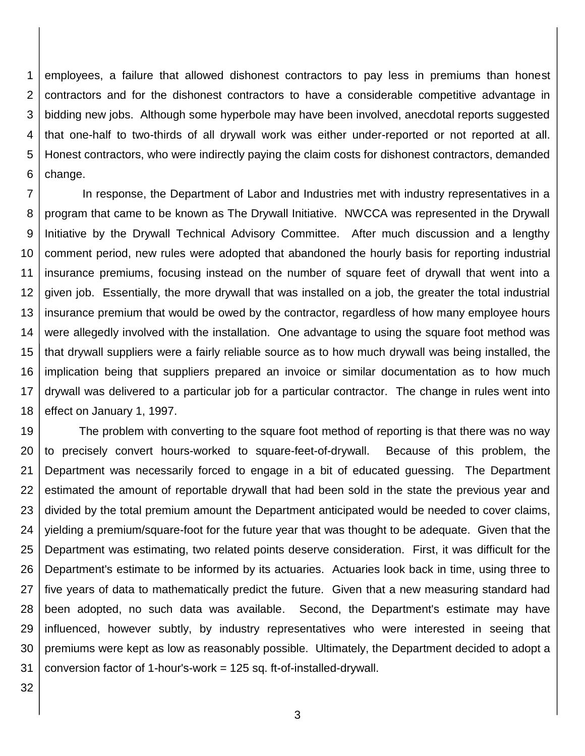employees, a failure that allowed dishonest contractors to pay less in premiums than honest contractors and for the dishonest contractors to have a considerable competitive advantage in bidding new jobs. Although some hyperbole may have been involved, anecdotal reports suggested that one-half to two-thirds of all drywall work was either under-reported or not reported at all. Honest contractors, who were indirectly paying the claim costs for dishonest contractors, demanded change.

In response, the Department of Labor and Industries met with industry representatives in a program that came to be known as The Drywall Initiative. NWCCA was represented in the Drywall Initiative by the Drywall Technical Advisory Committee. After much discussion and a lengthy comment period, new rules were adopted that abandoned the hourly basis for reporting industrial insurance premiums, focusing instead on the number of square feet of drywall that went into a given job. Essentially, the more drywall that was installed on a job, the greater the total industrial insurance premium that would be owed by the contractor, regardless of how many employee hours were allegedly involved with the installation. One advantage to using the square foot method was that drywall suppliers were a fairly reliable source as to how much drywall was being installed, the implication being that suppliers prepared an invoice or similar documentation as to how much drywall was delivered to a particular job for a particular contractor. The change in rules went into effect on January 1, 1997.

The problem with converting to the square foot method of reporting is that there was no way to precisely convert hours-worked to square-feet-of-drywall. Because of this problem, the Department was necessarily forced to engage in a bit of educated guessing. The Department estimated the amount of reportable drywall that had been sold in the state the previous year and divided by the total premium amount the Department anticipated would be needed to cover claims, yielding a premium/square-foot for the future year that was thought to be adequate. Given that the Department was estimating, two related points deserve consideration. First, it was difficult for the Department's estimate to be informed by its actuaries. Actuaries look back in time, using three to five years of data to mathematically predict the future. Given that a new measuring standard had been adopted, no such data was available. Second, the Department's estimate may have influenced, however subtly, by industry representatives who were interested in seeing that premiums were kept as low as reasonably possible. Ultimately, the Department decided to adopt a conversion factor of 1-hour's-work = 125 sq. ft-of-installed-drywall.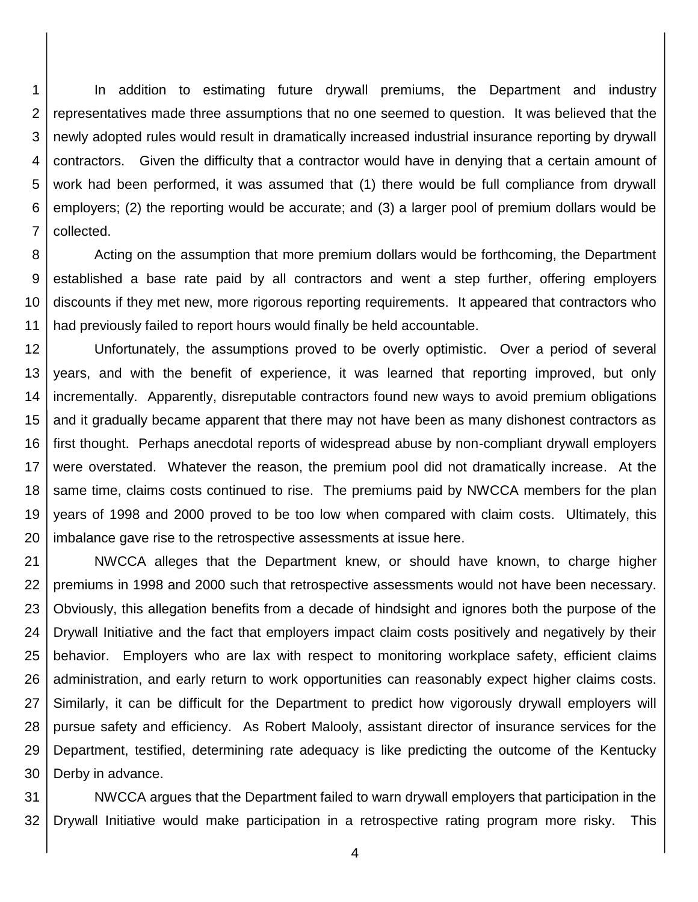In addition to estimating future drywall premiums, the Department and industry representatives made three assumptions that no one seemed to question. It was believed that the newly adopted rules would result in dramatically increased industrial insurance reporting by drywall contractors. Given the difficulty that a contractor would have in denying that a certain amount of work had been performed, it was assumed that (1) there would be full compliance from drywall employers; (2) the reporting would be accurate; and (3) a larger pool of premium dollars would be collected.

Acting on the assumption that more premium dollars would be forthcoming, the Department established a base rate paid by all contractors and went a step further, offering employers discounts if they met new, more rigorous reporting requirements. It appeared that contractors who had previously failed to report hours would finally be held accountable.

Unfortunately, the assumptions proved to be overly optimistic. Over a period of several years, and with the benefit of experience, it was learned that reporting improved, but only incrementally. Apparently, disreputable contractors found new ways to avoid premium obligations and it gradually became apparent that there may not have been as many dishonest contractors as first thought. Perhaps anecdotal reports of widespread abuse by non-compliant drywall employers were overstated. Whatever the reason, the premium pool did not dramatically increase. At the same time, claims costs continued to rise. The premiums paid by NWCCA members for the plan years of 1998 and 2000 proved to be too low when compared with claim costs. Ultimately, this imbalance gave rise to the retrospective assessments at issue here.

NWCCA alleges that the Department knew, or should have known, to charge higher premiums in 1998 and 2000 such that retrospective assessments would not have been necessary. Obviously, this allegation benefits from a decade of hindsight and ignores both the purpose of the Drywall Initiative and the fact that employers impact claim costs positively and negatively by their behavior. Employers who are lax with respect to monitoring workplace safety, efficient claims administration, and early return to work opportunities can reasonably expect higher claims costs. Similarly, it can be difficult for the Department to predict how vigorously drywall employers will pursue safety and efficiency. As Robert Malooly, assistant director of insurance services for the Department, testified, determining rate adequacy is like predicting the outcome of the Kentucky Derby in advance.

NWCCA argues that the Department failed to warn drywall employers that participation in the Drywall Initiative would make participation in a retrospective rating program more risky. This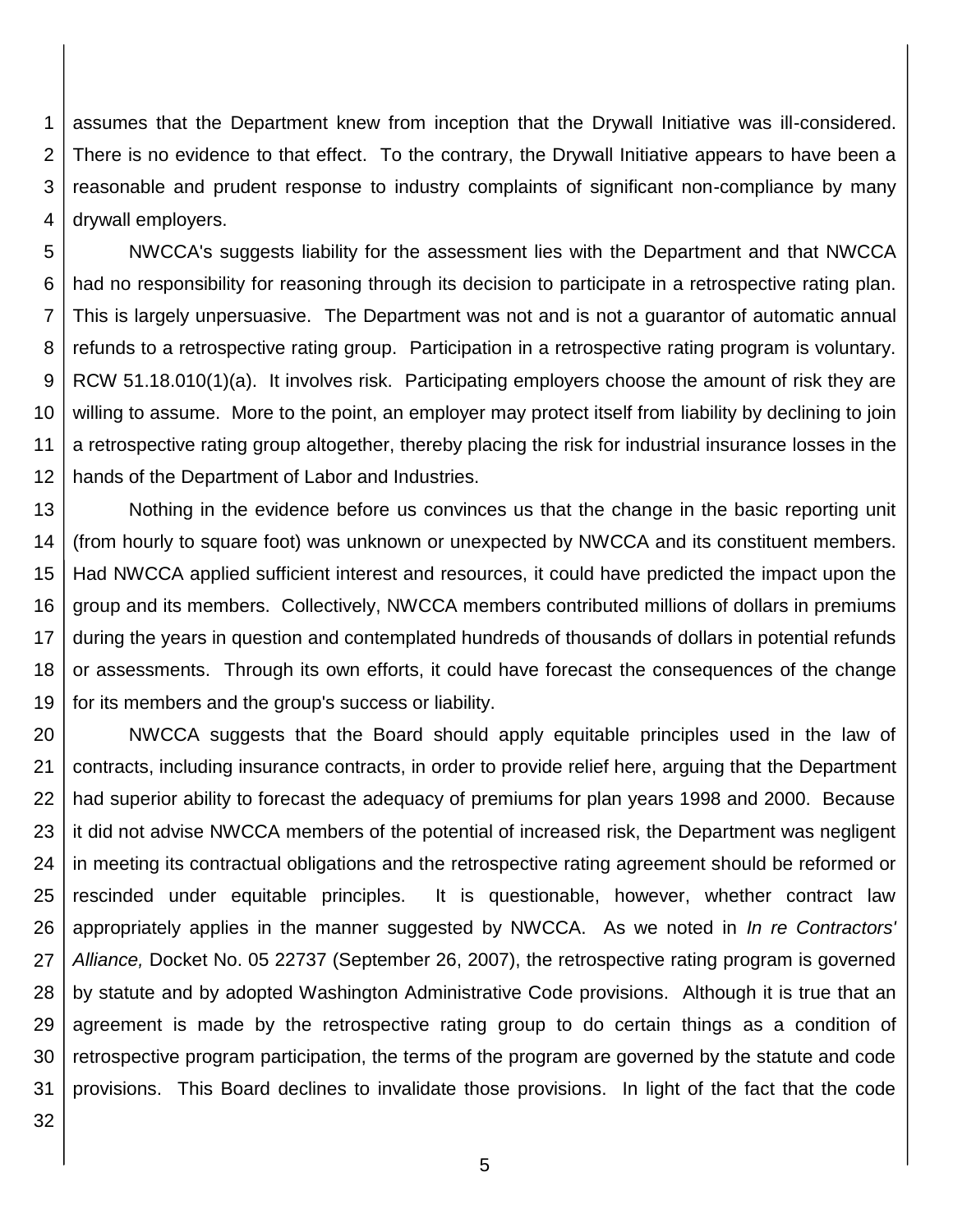assumes that the Department knew from inception that the Drywall Initiative was ill-considered. There is no evidence to that effect. To the contrary, the Drywall Initiative appears to have been a reasonable and prudent response to industry complaints of significant non-compliance by many drywall employers.

NWCCA's suggests liability for the assessment lies with the Department and that NWCCA had no responsibility for reasoning through its decision to participate in a retrospective rating plan. This is largely unpersuasive. The Department was not and is not a guarantor of automatic annual refunds to a retrospective rating group. Participation in a retrospective rating program is voluntary. RCW 51.18.010(1)(a). It involves risk. Participating employers choose the amount of risk they are willing to assume. More to the point, an employer may protect itself from liability by declining to join a retrospective rating group altogether, thereby placing the risk for industrial insurance losses in the hands of the Department of Labor and Industries.

Nothing in the evidence before us convinces us that the change in the basic reporting unit (from hourly to square foot) was unknown or unexpected by NWCCA and its constituent members. Had NWCCA applied sufficient interest and resources, it could have predicted the impact upon the group and its members. Collectively, NWCCA members contributed millions of dollars in premiums during the years in question and contemplated hundreds of thousands of dollars in potential refunds or assessments. Through its own efforts, it could have forecast the consequences of the change for its members and the group's success or liability.

NWCCA suggests that the Board should apply equitable principles used in the law of contracts, including insurance contracts, in order to provide relief here, arguing that the Department had superior ability to forecast the adequacy of premiums for plan years 1998 and 2000. Because it did not advise NWCCA members of the potential of increased risk, the Department was negligent in meeting its contractual obligations and the retrospective rating agreement should be reformed or rescinded under equitable principles. It is questionable, however, whether contract law appropriately applies in the manner suggested by NWCCA. As we noted in *In re Contractors' Alliance,* Docket No. 05 22737 (September 26, 2007), the retrospective rating program is governed by statute and by adopted Washington Administrative Code provisions. Although it is true that an agreement is made by the retrospective rating group to do certain things as a condition of retrospective program participation, the terms of the program are governed by the statute and code provisions. This Board declines to invalidate those provisions. In light of the fact that the code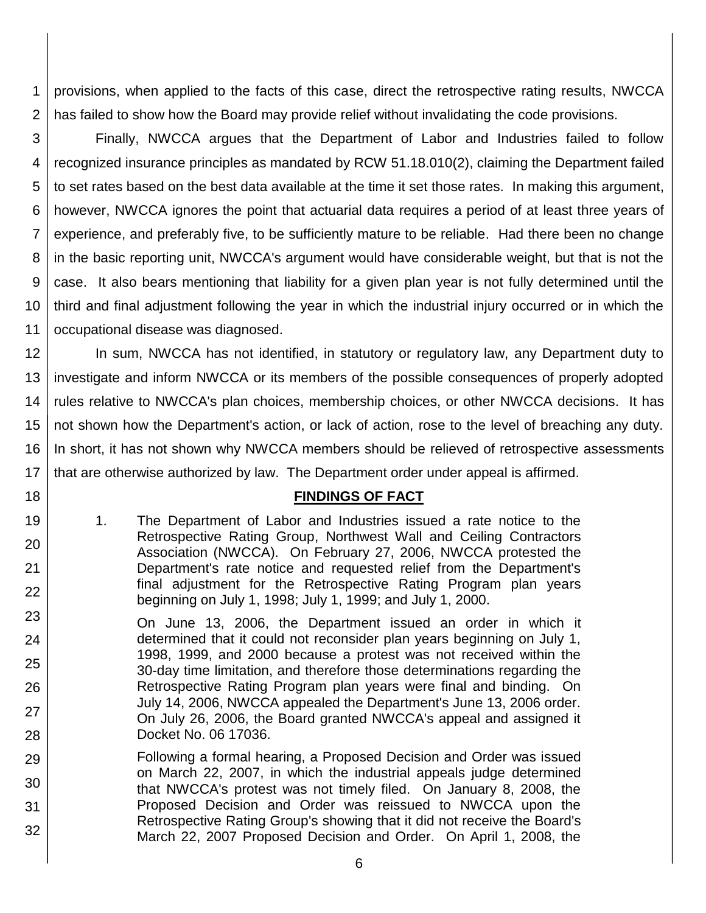provisions, when applied to the facts of this case, direct the retrospective rating results, NWCCA has failed to show how the Board may provide relief without invalidating the code provisions.

Finally, NWCCA argues that the Department of Labor and Industries failed to follow recognized insurance principles as mandated by RCW 51.18.010(2), claiming the Department failed to set rates based on the best data available at the time it set those rates. In making this argument, however, NWCCA ignores the point that actuarial data requires a period of at least three years of experience, and preferably five, to be sufficiently mature to be reliable. Had there been no change in the basic reporting unit, NWCCA's argument would have considerable weight, but that is not the case. It also bears mentioning that liability for a given plan year is not fully determined until the third and final adjustment following the year in which the industrial injury occurred or in which the occupational disease was diagnosed.

In sum, NWCCA has not identified, in statutory or regulatory law, any Department duty to investigate and inform NWCCA or its members of the possible consequences of properly adopted rules relative to NWCCA's plan choices, membership choices, or other NWCCA decisions. It has not shown how the Department's action, or lack of action, rose to the level of breaching any duty. In short, it has not shown why NWCCA members should be relieved of retrospective assessments that are otherwise authorized by law. The Department order under appeal is affirmed.

## FINDINGS OF FACT

1. The Department of Labor and Industries issued a rate notice to the Retrospective Rating Group, Northwest Wall and Ceiling Contractors Association (NWCCA). On February 27, 2006, NWCCA protested the Department's rate notice and requested relief from the Department's final adjustment for the Retrospective Rating Program plan years beginning on July 1, 1998; July 1, 1999; and July 1, 2000.

   On June 13, 2006, the Department issued an order in which it determined that it could not reconsider plan years beginning on July 1, 1998, 1999, and 2000 because a protest was not received within the 30-day time limitation, and therefore those determinations regarding the Retrospective Rating Program plan years were final and binding. On July 14, 2006, NWCCA appealed the Department's June 13, 2006 order. On July 26, 2006, the Board granted NWCCA's appeal and assigned it Docket No. 06 17036.

   Following a formal hearing, a Proposed Decision and Order was issued on March 22, 2007, in which the industrial appeals judge determined that NWCCA's protest was not timely filed. On January 8, 2008, the Proposed Decision and Order was reissued to NWCCA upon the Retrospective Rating Group's showing that it did not receive the Board's March 22, 2007 Proposed Decision and Order. On April 1, 2008, the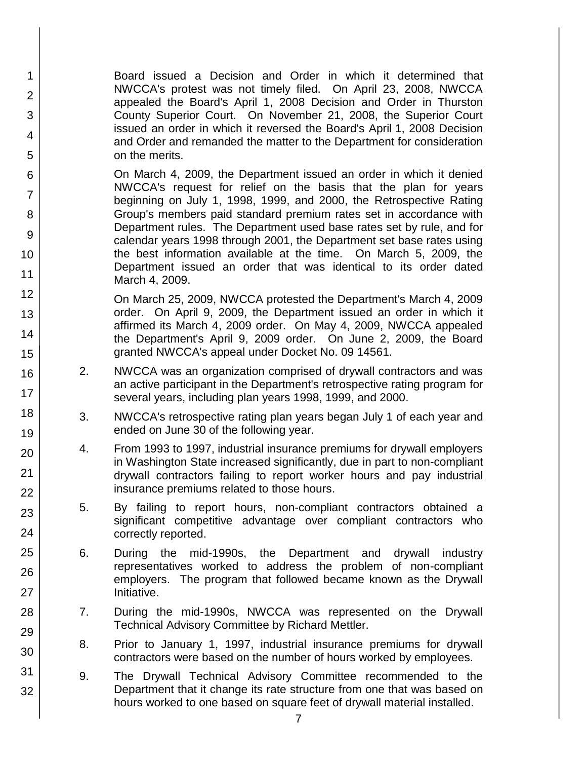Board issued a Decision and Order in which it determined that NWCCA's protest was not timely filed. On April 23, 2008, NWCCA appealed the Board's April 1, 2008 Decision and Order in Thurston County Superior Court. On November 21, 2008, the Superior Court issued an order in which it reversed the Board's April 1, 2008 Decision and Order and remanded the matter to the Department for consideration on the merits.

On March 4, 2009, the Department issued an order in which it denied NWCCA's request for relief on the basis that the plan for years beginning on July 1, 1998, 1999, and 2000, the Retrospective Rating Group's members paid standard premium rates set in accordance with Department rules. The Department used base rates set by rule, and for calendar years 1998 through 2001, the Department set base rates using the best information available at the time. On March 5, 2009, the Department issued an order that was identical to its order dated March 4, 2009.

On March 25, 2009, NWCCA protested the Department's March 4, 2009 order. On April 9, 2009, the Department issued an order in which it affirmed its March 4, 2009 order. On May 4, 2009, NWCCA appealed the Department's April 9, 2009 order. On June 2, 2009, the Board granted NWCCA's appeal under Docket No. 09 14561.

2. NWCCA was an organization comprised of drywall contractors and was an active participant in the Department's retrospective rating program for several years, including plan years 1998, 1999, and 2000.

3. NWCCA's retrospective rating plan years began July 1 of each year and ended on June 30 of the following year.

4. From 1993 to 1997, industrial insurance premiums for drywall employers in Washington State increased significantly, due in part to non-compliant drywall contractors failing to report worker hours and pay industrial insurance premiums related to those hours.

5. By failing to report hours, non-compliant contractors obtained a significant competitive advantage over compliant contractors who correctly reported.

6. During the mid-1990s, the Department and drywall industry representatives worked to address the problem of non-compliant employers. The program that followed became known as the Drywall Initiative.

7. During the mid-1990s, NWCCA was represented on the Drywall Technical Advisory Committee by Richard Mettler.

8. Prior to January 1, 1997, industrial insurance premiums for drywall contractors were based on the number of hours worked by employees.

9. The Drywall Technical Advisory Committee recommended to the Department that it change its rate structure from one that was based on hours worked to one based on square feet of drywall material installed.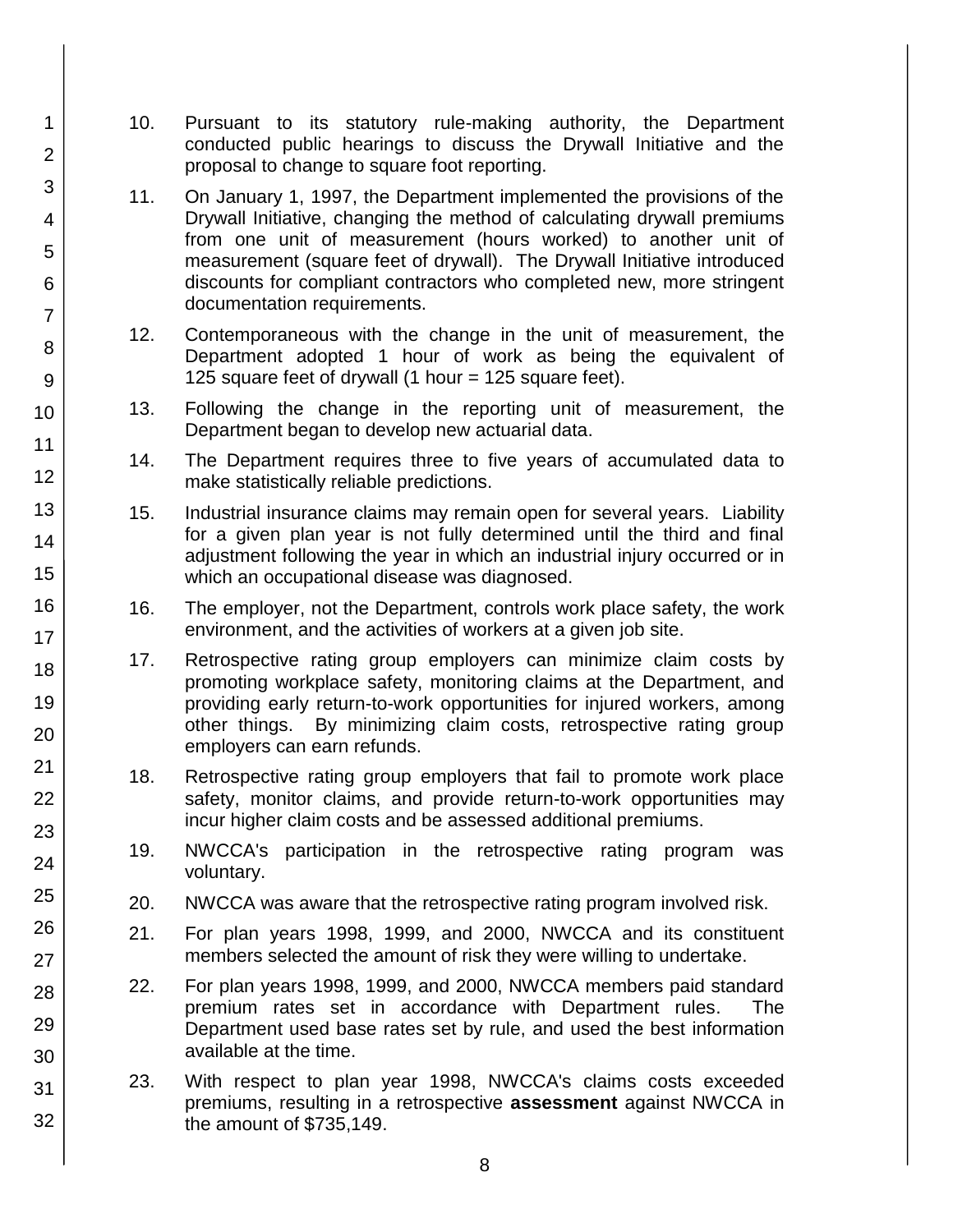10. Pursuant to its statutory rule-making authority, the Department conducted public hearings to discuss the Drywall Initiative and the proposal to change to square foot reporting.

11. On January 1, 1997, the Department implemented the provisions of the Drywall Initiative, changing the method of calculating drywall premiums from one unit of measurement (hours worked) to another unit of measurement (square feet of drywall). The Drywall Initiative introduced discounts for compliant contractors who completed new, more stringent documentation requirements.

12. Contemporaneous with the change in the unit of measurement, the Department adopted 1 hour of work as being the equivalent of 125 square feet of drywall (1 hour = 125 square feet).

13. Following the change in the reporting unit of measurement, the Department began to develop new actuarial data.

14. The Department requires three to five years of accumulated data to make statistically reliable predictions.

15. Industrial insurance claims may remain open for several years. Liability for a given plan year is not fully determined until the third and final adjustment following the year in which an industrial injury occurred or in which an occupational disease was diagnosed.

16. The employer, not the Department, controls work place safety, the work environment, and the activities of workers at a given job site.

17. Retrospective rating group employers can minimize claim costs by promoting workplace safety, monitoring claims at the Department, and providing early return-to-work opportunities for injured workers, among other things. By minimizing claim costs, retrospective rating group employers can earn refunds.

18. Retrospective rating group employers that fail to promote work place safety, monitor claims, and provide return-to-work opportunities may incur higher claim costs and be assessed additional premiums.

19. NWCCA's participation in the retrospective rating program was voluntary.

20. NWCCA was aware that the retrospective rating program involved risk.

21. For plan years 1998, 1999, and 2000, NWCCA and its constituent members selected the amount of risk they were willing to undertake.

22. For plan years 1998, 1999, and 2000, NWCCA members paid standard premium rates set in accordance with Department rules. The Department used base rates set by rule, and used the best information available at the time.

23. With respect to plan year 1998, NWCCA's claims costs exceeded premiums, resulting in a retrospective **assessment** against NWCCA in the amount of $735,149.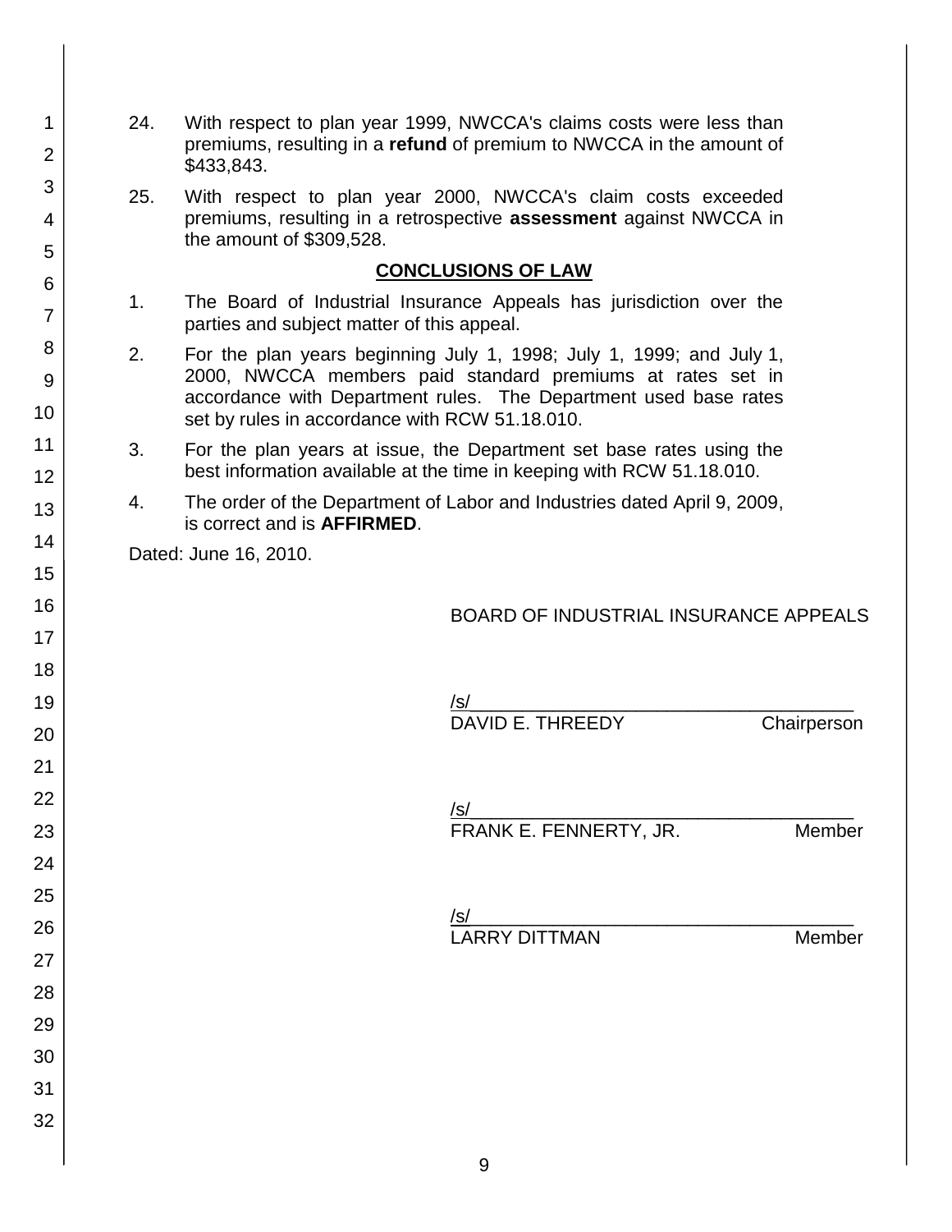24. With respect to plan year 1999, NWCCA's claims costs were less than premiums, resulting in a **refund** of premium to NWCCA in the amount of $433,843.

25. With respect to plan year 2000, NWCCA's claim costs exceeded premiums, resulting in a retrospective **assessment** against NWCCA in the amount of $309,528.

## CONCLUSIONS OF LAW

1. The Board of Industrial Insurance Appeals has jurisdiction over the parties and subject matter of this appeal.

2. For the plan years beginning July 1, 1998; July 1, 1999; and July 1, 2000, NWCCA members paid standard premiums at rates set in accordance with Department rules. The Department used base rates set by rules in accordance with RCW 51.18.010.

3. For the plan years at issue, the Department set base rates using the best information available at the time in keeping with RCW 51.18.010.

4. The order of the Department of Labor and Industries dated April 9, 2009, is correct and is **AFFIRMED**.

Dated: June 16, 2010.

BOARD OF INDUSTRIAL INSURANCE APPEALS

/s/
DAVID E. THREEDY, Chairperson

/s/
FRANK E. FENNERTY, JR., Member

/s/
LARRY DITTMAN, Member